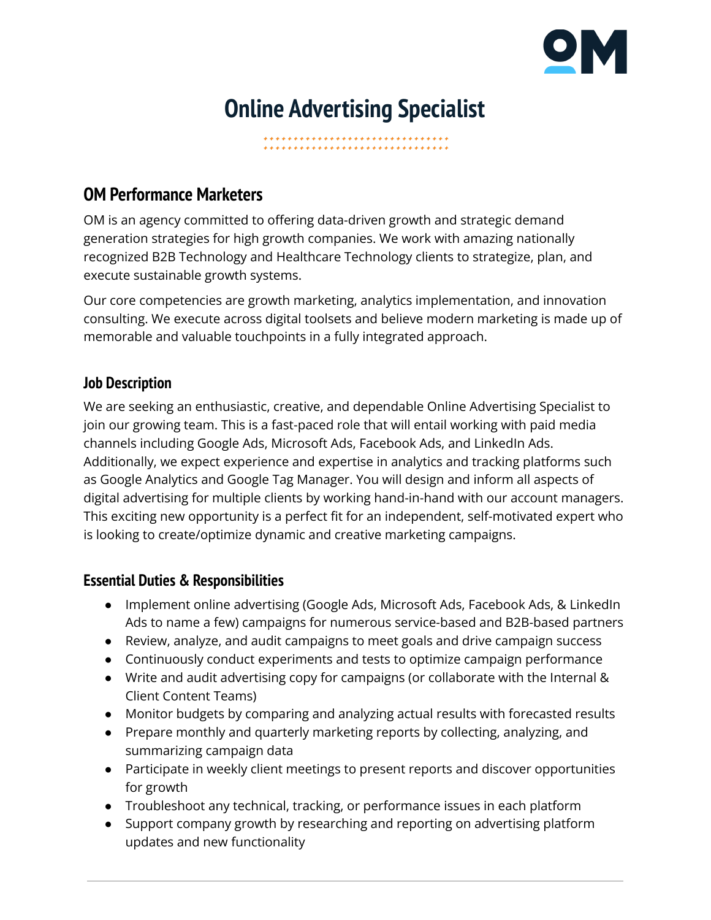# Online Advertising Specialist

## OM Performance Marketers

OM is an agency committed to offering data-driven growth and strategic demand generation strategies for high growth companies. We work with amazing nationally recognized B2B Technology and Healthcare Technology clients to strategize, plan, and execute sustainable growth systems.

Our core competencies are growth marketing, analytics implementation, and innovation consulting. We execute across digital toolsets and believe modern marketing is made up of memorable and valuable touchpoints in a fully integrated approach.

### Job Description

We are seeking an enthusiastic, creative, and dependable Online Advertising Specialist to join our growing team. This is a fast-paced role that will entail working with paid media channels including Google Ads, Microsoft Ads, Facebook Ads, and LinkedIn Ads. Additionally, we expect experience and expertise in analytics and tracking platforms such as Google Analytics and Google Tag Manager. You will design and inform all aspects of digital advertising for multiple clients by working hand-in-hand with our account managers. This exciting new opportunity is a perfect fit for an independent, self-motivated expert who is looking to create/optimize dynamic and creative marketing campaigns.

### Essential Duties & Responsibilities

- Implement online advertising (Google Ads, Microsoft Ads, Facebook Ads, & LinkedIn Ads to name a few) campaigns for numerous service-based and B2B-based partners
- Review, analyze, and audit campaigns to meet goals and drive campaign success
- Continuously conduct experiments and tests to optimize campaign performance
- Write and audit advertising copy for campaigns (or collaborate with the Internal & Client Content Teams)
- Monitor budgets by comparing and analyzing actual results with forecasted results
- Prepare monthly and quarterly marketing reports by collecting, analyzing, and summarizing campaign data
- Participate in weekly client meetings to present reports and discover opportunities for growth
- Troubleshoot any technical, tracking, or performance issues in each platform
- Support company growth by researching and reporting on advertising platform updates and new functionality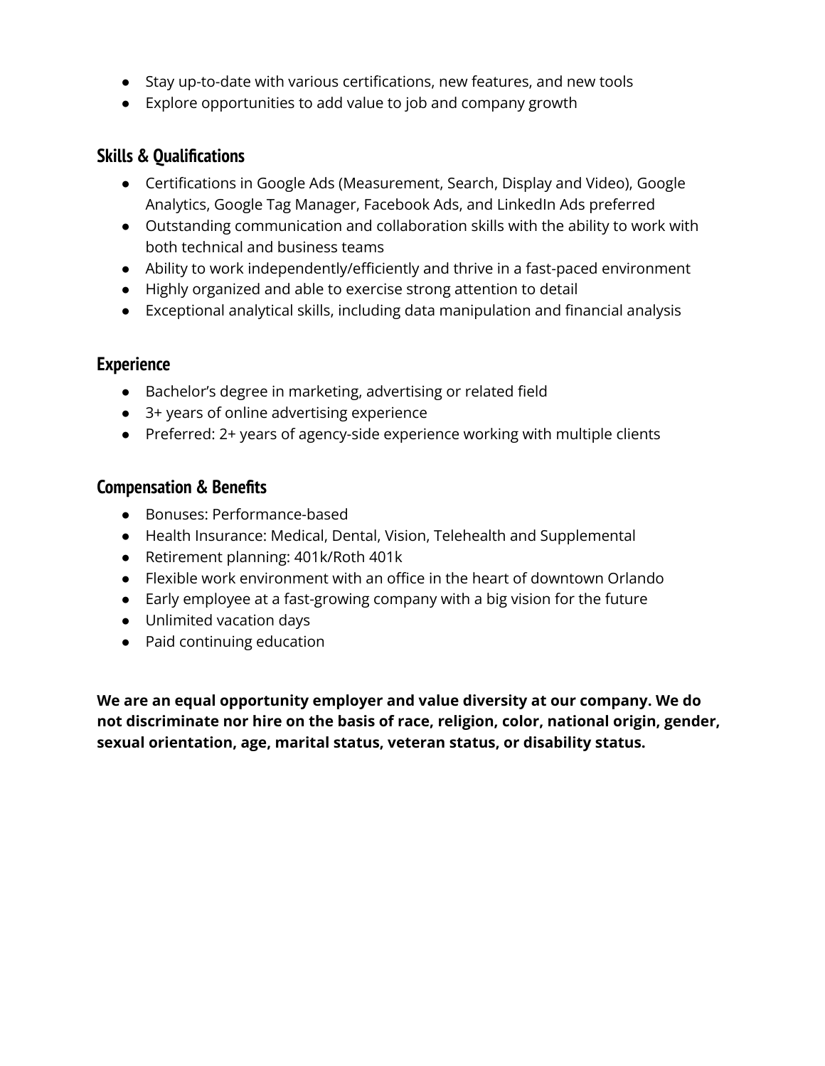- Stay up-to-date with various certifications, new features, and new tools
- Explore opportunities to add value to job and company growth

## Skills & Qualifications

- Certifications in Google Ads (Measurement, Search, Display and Video), Google Analytics, Google Tag Manager, Facebook Ads, and LinkedIn Ads preferred
- Outstanding communication and collaboration skills with the ability to work with both technical and business teams
- Ability to work independently/efficiently and thrive in a fast-paced environment
- Highly organized and able to exercise strong attention to detail
- Exceptional analytical skills, including data manipulation and financial analysis

## Experience

- Bachelor's degree in marketing, advertising or related field
- 3+ years of online advertising experience
- Preferred: 2+ years of agency-side experience working with multiple clients

## Compensation & Benefits

- Bonuses: Performance-based
- Health Insurance: Medical, Dental, Vision, Telehealth and Supplemental
- Retirement planning: 401k/Roth 401k
- Flexible work environment with an office in the heart of downtown Orlando
- Early employee at a fast-growing company with a big vision for the future
- Unlimited vacation days
- Paid continuing education

**We are an equal opportunity employer and value diversity at our company. We do not discriminate nor hire on the basis of race, religion, color, national origin, gender, sexual orientation, age, marital status, veteran status, or disability status.**